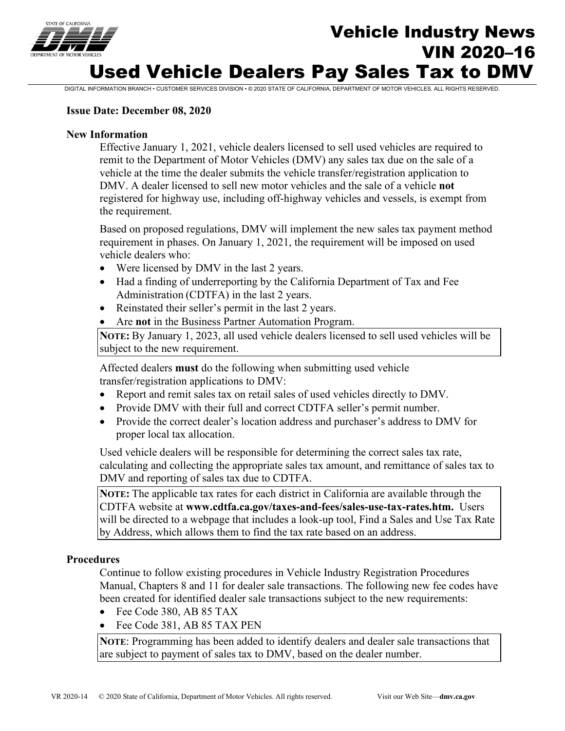# Vehicle Industry News
# VIN 2020–16
# Used Vehicle Dealers Pay Sales Tax to DMV

DIGITAL INFORMATION BRANCH • CUSTOMER SERVICES DIVISION • © 2020 STATE OF CALIFORNIA, DEPARTMENT OF MOTOR VEHICLES. ALL RIGHTS RESERVED.

**Issue Date: December 08, 2020**

### New Information

Effective January 1, 2021, vehicle dealers licensed to sell used vehicles are required to remit to the Department of Motor Vehicles (DMV) any sales tax due on the sale of a vehicle at the time the dealer submits the vehicle transfer/registration application to DMV. A dealer licensed to sell new motor vehicles and the sale of a vehicle **not** registered for highway use, including off-highway vehicles and vessels, is exempt from the requirement.

Based on proposed regulations, DMV will implement the new sales tax payment method requirement in phases. On January 1, 2021, the requirement will be imposed on used vehicle dealers who:

- Were licensed by DMV in the last 2 years.
- Had a finding of underreporting by the California Department of Tax and Fee Administration (CDTFA) in the last 2 years.
- Reinstated their seller's permit in the last 2 years.
- Are **not** in the Business Partner Automation Program.

**NOTE:** By January 1, 2023, all used vehicle dealers licensed to sell used vehicles will be subject to the new requirement.

Affected dealers **must** do the following when submitting used vehicle transfer/registration applications to DMV:

- Report and remit sales tax on retail sales of used vehicles directly to DMV.
- Provide DMV with their full and correct CDTFA seller's permit number.
- Provide the correct dealer's location address and purchaser's address to DMV for proper local tax allocation.

Used vehicle dealers will be responsible for determining the correct sales tax rate, calculating and collecting the appropriate sales tax amount, and remittance of sales tax to DMV and reporting of sales tax due to CDTFA.

**NOTE:** The applicable tax rates for each district in California are available through the CDTFA website at **www.cdtfa.ca.gov/taxes-and-fees/sales-use-tax-rates.htm.** Users will be directed to a webpage that includes a look-up tool, Find a Sales and Use Tax Rate by Address, which allows them to find the tax rate based on an address.

### Procedures

Continue to follow existing procedures in Vehicle Industry Registration Procedures Manual, Chapters 8 and 11 for dealer sale transactions. The following new fee codes have been created for identified dealer sale transactions subject to the new requirements:

- Fee Code 380, AB 85 TAX
- Fee Code 381, AB 85 TAX PEN

**NOTE**: Programming has been added to identify dealers and dealer sale transactions that are subject to payment of sales tax to DMV, based on the dealer number.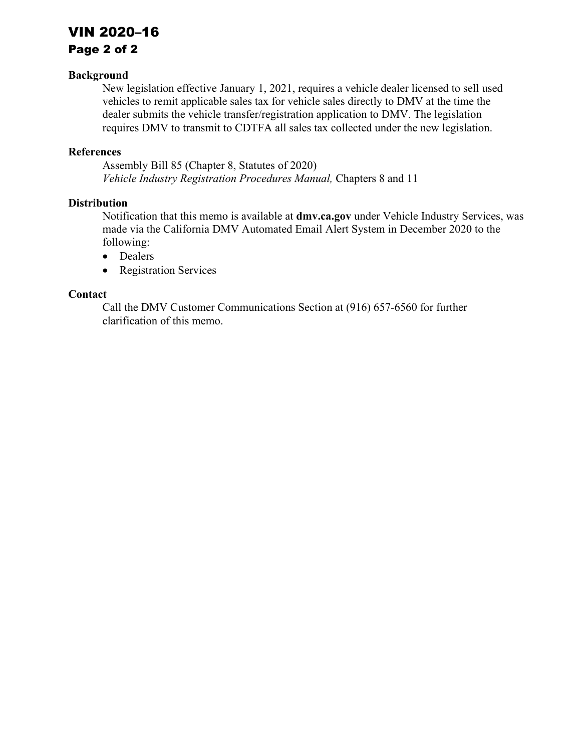## Background

New legislation effective January 1, 2021, requires a vehicle dealer licensed to sell used vehicles to remit applicable sales tax for vehicle sales directly to DMV at the time the dealer submits the vehicle transfer/registration application to DMV. The legislation requires DMV to transmit to CDTFA all sales tax collected under the new legislation.

## References

Assembly Bill 85 (Chapter 8, Statutes of 2020)
*Vehicle Industry Registration Procedures Manual,* Chapters 8 and 11

## Distribution

Notification that this memo is available at **dmv.ca.gov** under Vehicle Industry Services, was made via the California DMV Automated Email Alert System in December 2020 to the following:

- Dealers
- Registration Services

## Contact

Call the DMV Customer Communications Section at (916) 657-6560 for further clarification of this memo.